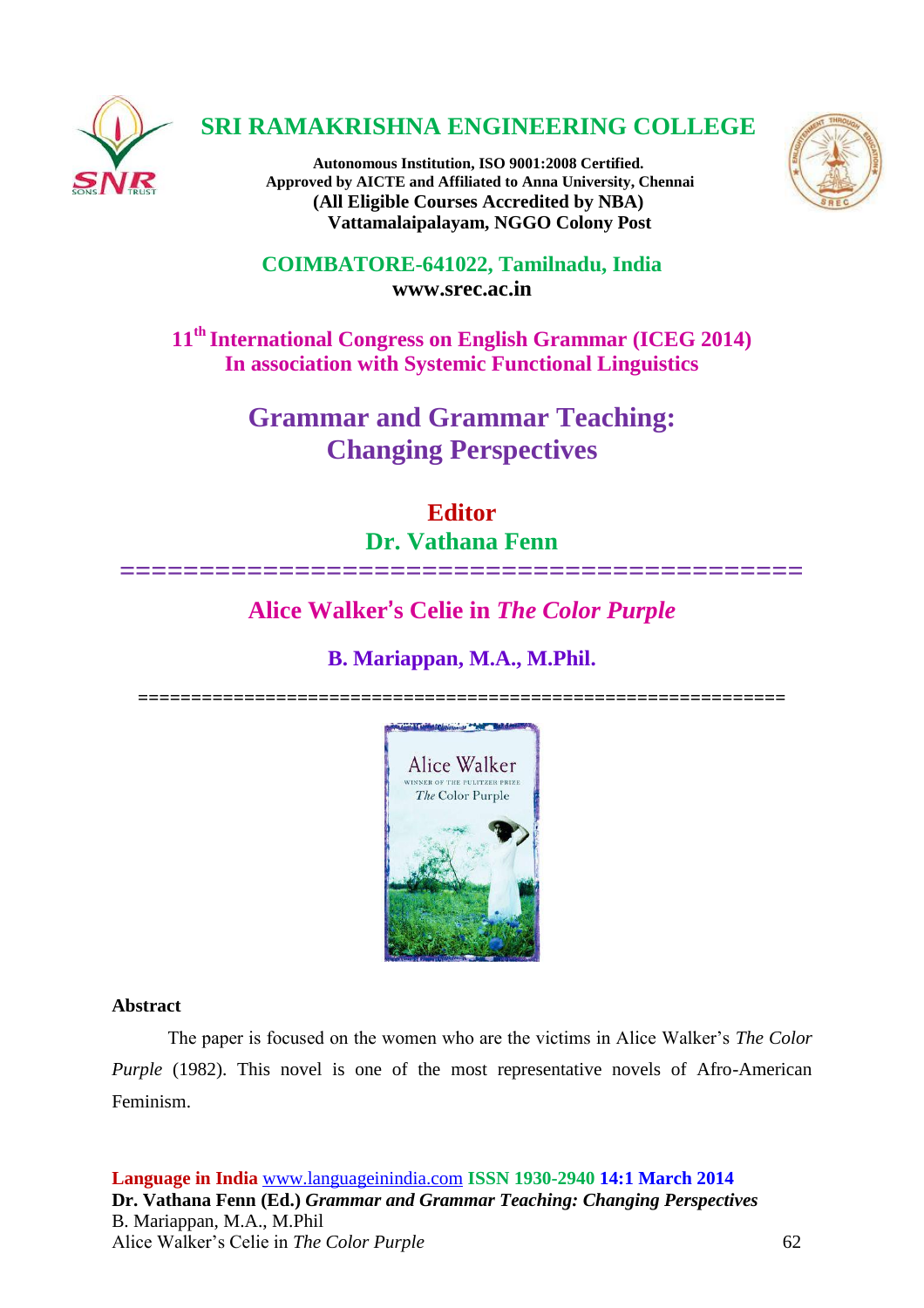# SRI RAMAKRISHNA ENGINEERING COLLEGE

**Autonomous Institution, ISO 9001:2008 Certified.**
**Approved by AICTE and Affiliated to Anna University, Chennai**
**(All Eligible Courses Accredited by NBA)**
**Vattamalaipalayam, NGGO Colony Post**

**COIMBATORE-641022, Tamilnadu, India**
**www.srec.ac.in**

**11th International Congress on English Grammar (ICEG 2014)**
**In association with Systemic Functional Linguistics**

## Grammar and Grammar Teaching: Changing Perspectives

**Editor**
**Dr. Vathana Fenn**

==========================================

# Alice Walker's Celie in *The Color Purple*

**B. Mariappan, M.A., M.Phil.**

==========================================================

### Abstract

The paper is focused on the women who are the victims in Alice Walker's *The Color Purple* (1982). This novel is one of the most representative novels of Afro-American Feminism.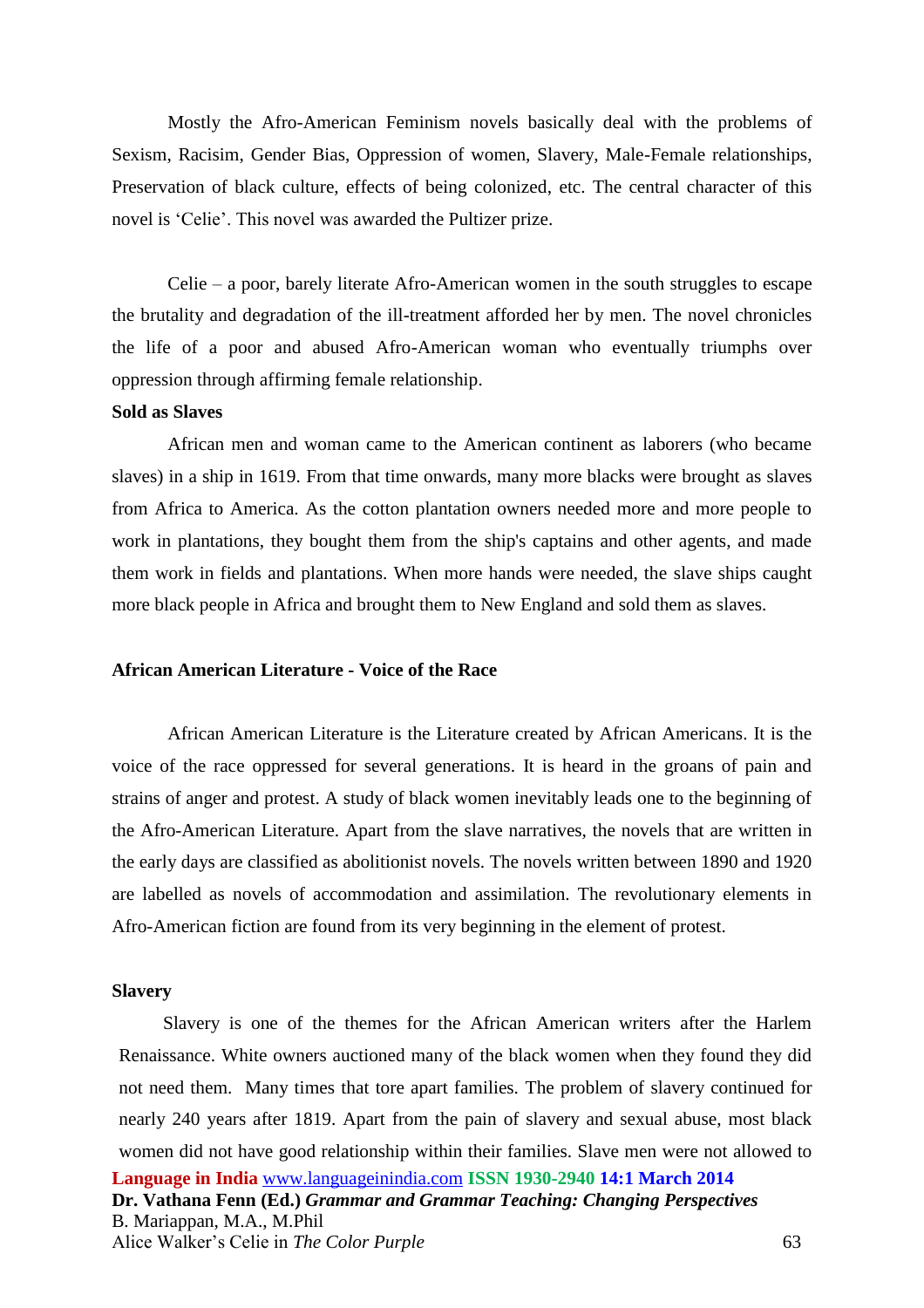Mostly the Afro-American Feminism novels basically deal with the problems of Sexism, Racisim, Gender Bias, Oppression of women, Slavery, Male-Female relationships, Preservation of black culture, effects of being colonized, etc. The central character of this novel is 'Celie'. This novel was awarded the Pultizer prize.

Celie – a poor, barely literate Afro-American women in the south struggles to escape the brutality and degradation of the ill-treatment afforded her by men. The novel chronicles the life of a poor and abused Afro-American woman who eventually triumphs over oppression through affirming female relationship.

**Sold as Slaves**

African men and woman came to the American continent as laborers (who became slaves) in a ship in 1619. From that time onwards, many more blacks were brought as slaves from Africa to America. As the cotton plantation owners needed more and more people to work in plantations, they bought them from the ship's captains and other agents, and made them work in fields and plantations. When more hands were needed, the slave ships caught more black people in Africa and brought them to New England and sold them as slaves.

**African American Literature - Voice of the Race**

African American Literature is the Literature created by African Americans. It is the voice of the race oppressed for several generations. It is heard in the groans of pain and strains of anger and protest. A study of black women inevitably leads one to the beginning of the Afro-American Literature. Apart from the slave narratives, the novels that are written in the early days are classified as abolitionist novels. The novels written between 1890 and 1920 are labelled as novels of accommodation and assimilation. The revolutionary elements in Afro-American fiction are found from its very beginning in the element of protest.

**Slavery**

Slavery is one of the themes for the African American writers after the Harlem Renaissance. White owners auctioned many of the black women when they found they did not need them. Many times that tore apart families. The problem of slavery continued for nearly 240 years after 1819. Apart from the pain of slavery and sexual abuse, most black women did not have good relationship within their families. Slave men were not allowed to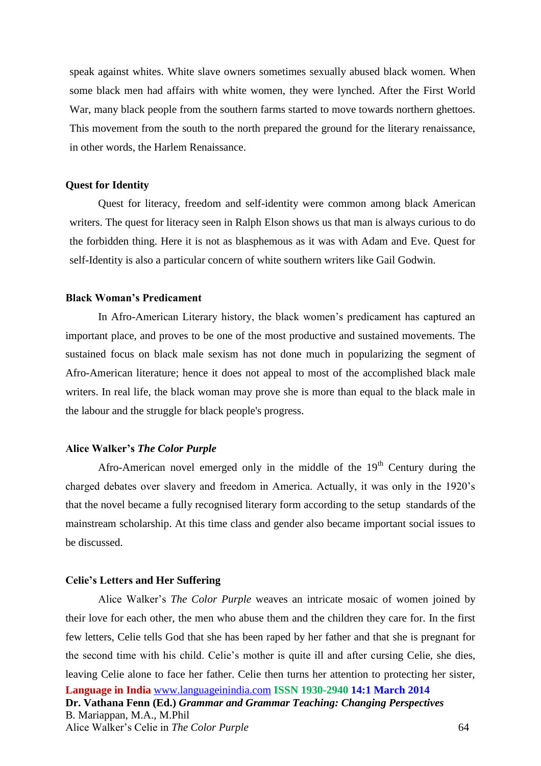speak against whites. White slave owners sometimes sexually abused black women. When some black men had affairs with white women, they were lynched. After the First World War, many black people from the southern farms started to move towards northern ghettoes. This movement from the south to the north prepared the ground for the literary renaissance, in other words, the Harlem Renaissance.

**Quest for Identity**

Quest for literacy, freedom and self-identity were common among black American writers. The quest for literacy seen in Ralph Elson shows us that man is always curious to do the forbidden thing. Here it is not as blasphemous as it was with Adam and Eve. Quest for self-Identity is also a particular concern of white southern writers like Gail Godwin.

**Black Woman's Predicament**

In Afro-American Literary history, the black women's predicament has captured an important place, and proves to be one of the most productive and sustained movements. The sustained focus on black male sexism has not done much in popularizing the segment of Afro-American literature; hence it does not appeal to most of the accomplished black male writers. In real life, the black woman may prove she is more than equal to the black male in the labour and the struggle for black people's progress.

**Alice Walker's *The Color Purple***

Afro-American novel emerged only in the middle of the 19th Century during the charged debates over slavery and freedom in America. Actually, it was only in the 1920's that the novel became a fully recognised literary form according to the setup standards of the mainstream scholarship. At this time class and gender also became important social issues to be discussed.

**Celie's Letters and Her Suffering**

Alice Walker's *The Color Purple* weaves an intricate mosaic of women joined by their love for each other, the men who abuse them and the children they care for. In the first few letters, Celie tells God that she has been raped by her father and that she is pregnant for the second time with his child. Celie's mother is quite ill and after cursing Celie, she dies, leaving Celie alone to face her father. Celie then turns her attention to protecting her sister,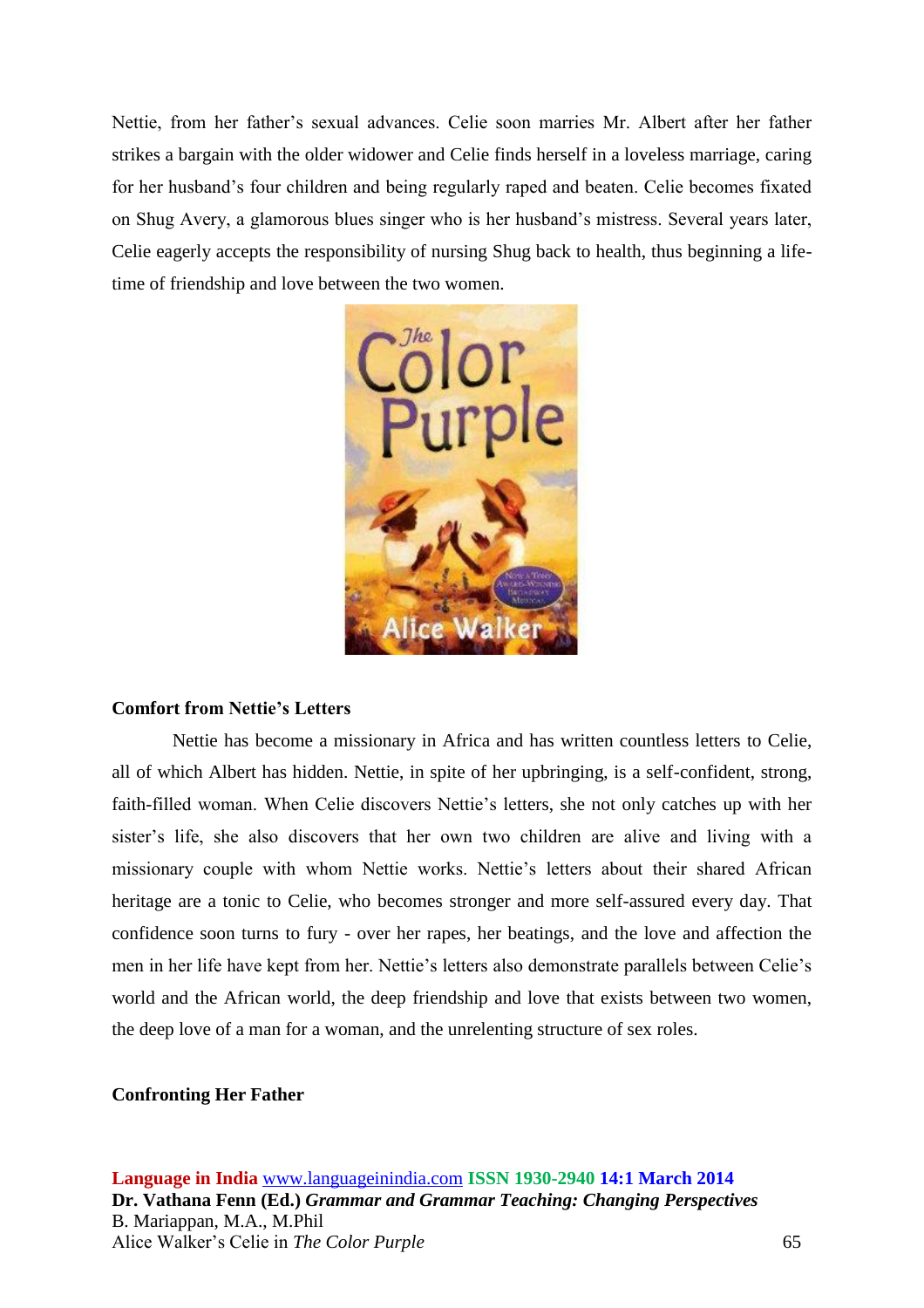Nettie, from her father's sexual advances. Celie soon marries Mr. Albert after her father strikes a bargain with the older widower and Celie finds herself in a loveless marriage, caring for her husband's four children and being regularly raped and beaten. Celie becomes fixated on Shug Avery, a glamorous blues singer who is her husband's mistress. Several years later, Celie eagerly accepts the responsibility of nursing Shug back to health, thus beginning a life-time of friendship and love between the two women.

**Comfort from Nettie's Letters**

Nettie has become a missionary in Africa and has written countless letters to Celie, all of which Albert has hidden. Nettie, in spite of her upbringing, is a self-confident, strong, faith-filled woman. When Celie discovers Nettie's letters, she not only catches up with her sister's life, she also discovers that her own two children are alive and living with a missionary couple with whom Nettie works. Nettie's letters about their shared African heritage are a tonic to Celie, who becomes stronger and more self-assured every day. That confidence soon turns to fury - over her rapes, her beatings, and the love and affection the men in her life have kept from her. Nettie's letters also demonstrate parallels between Celie's world and the African world, the deep friendship and love that exists between two women, the deep love of a man for a woman, and the unrelenting structure of sex roles.

**Confronting Her Father**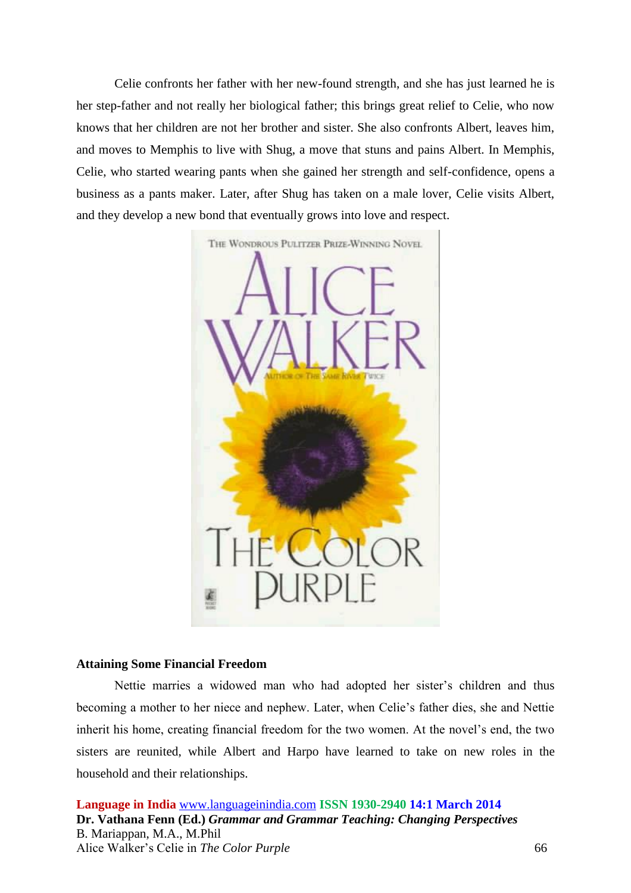Celie confronts her father with her new-found strength, and she has just learned he is her step-father and not really her biological father; this brings great relief to Celie, who now knows that her children are not her brother and sister. She also confronts Albert, leaves him, and moves to Memphis to live with Shug, a move that stuns and pains Albert. In Memphis, Celie, who started wearing pants when she gained her strength and self-confidence, opens a business as a pants maker. Later, after Shug has taken on a male lover, Celie visits Albert, and they develop a new bond that eventually grows into love and respect.

## Attaining Some Financial Freedom

Nettie marries a widowed man who had adopted her sister's children and thus becoming a mother to her niece and nephew. Later, when Celie's father dies, she and Nettie inherit his home, creating financial freedom for the two women. At the novel's end, the two sisters are reunited, while Albert and Harpo have learned to take on new roles in the household and their relationships.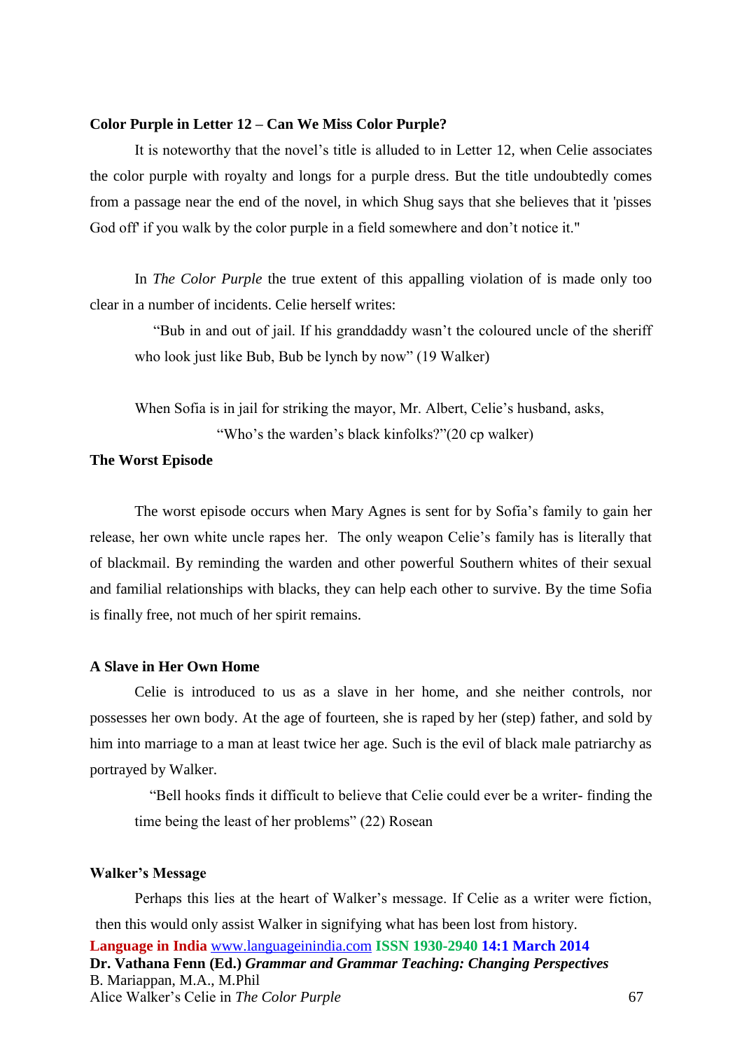**Color Purple in Letter 12 – Can We Miss Color Purple?**

It is noteworthy that the novel's title is alluded to in Letter 12, when Celie associates the color purple with royalty and longs for a purple dress. But the title undoubtedly comes from a passage near the end of the novel, in which Shug says that she believes that it 'pisses God off' if you walk by the color purple in a field somewhere and don't notice it."

In *The Color Purple* the true extent of this appalling violation of is made only too clear in a number of incidents. Celie herself writes:

> "Bub in and out of jail. If his granddaddy wasn't the coloured uncle of the sheriff who look just like Bub, Bub be lynch by now" (19 Walker)

When Sofia is in jail for striking the mayor, Mr. Albert, Celie's husband, asks,

> "Who's the warden's black kinfolks?"(20 cp walker)

**The Worst Episode**

The worst episode occurs when Mary Agnes is sent for by Sofia's family to gain her release, her own white uncle rapes her. The only weapon Celie's family has is literally that of blackmail. By reminding the warden and other powerful Southern whites of their sexual and familial relationships with blacks, they can help each other to survive. By the time Sofia is finally free, not much of her spirit remains.

**A Slave in Her Own Home**

Celie is introduced to us as a slave in her home, and she neither controls, nor possesses her own body. At the age of fourteen, she is raped by her (step) father, and sold by him into marriage to a man at least twice her age. Such is the evil of black male patriarchy as portrayed by Walker.

> "Bell hooks finds it difficult to believe that Celie could ever be a writer- finding the time being the least of her problems" (22) Rosean

**Walker's Message**

Perhaps this lies at the heart of Walker's message. If Celie as a writer were fiction, then this would only assist Walker in signifying what has been lost from history.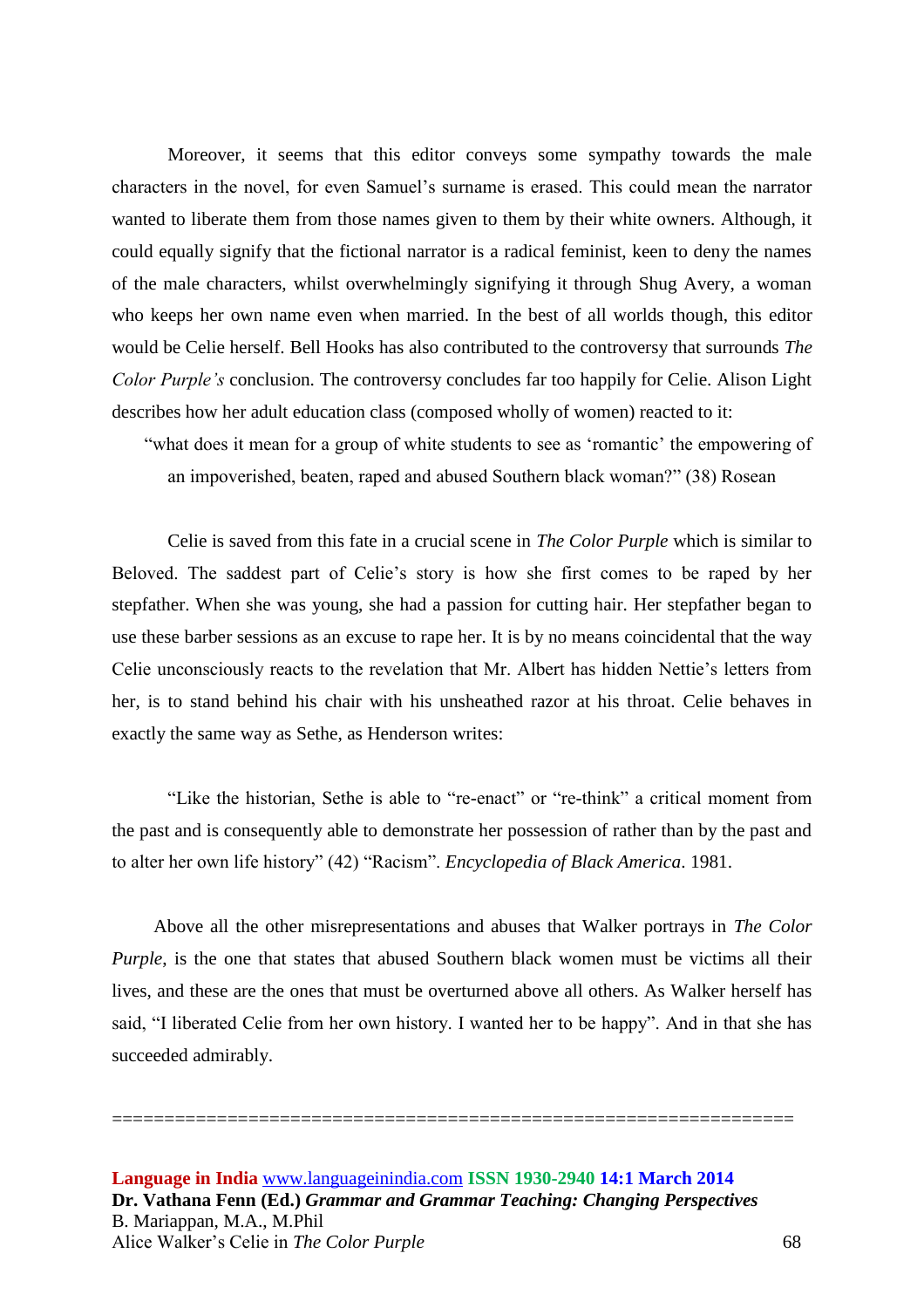Moreover, it seems that this editor conveys some sympathy towards the male characters in the novel, for even Samuel's surname is erased. This could mean the narrator wanted to liberate them from those names given to them by their white owners. Although, it could equally signify that the fictional narrator is a radical feminist, keen to deny the names of the male characters, whilst overwhelmingly signifying it through Shug Avery, a woman who keeps her own name even when married. In the best of all worlds though, this editor would be Celie herself. Bell Hooks has also contributed to the controversy that surrounds *The Color Purple's* conclusion. The controversy concludes far too happily for Celie. Alison Light describes how her adult education class (composed wholly of women) reacted to it:

> "what does it mean for a group of white students to see as 'romantic' the empowering of an impoverished, beaten, raped and abused Southern black woman?" (38) Rosean

Celie is saved from this fate in a crucial scene in *The Color Purple* which is similar to Beloved. The saddest part of Celie's story is how she first comes to be raped by her stepfather. When she was young, she had a passion for cutting hair. Her stepfather began to use these barber sessions as an excuse to rape her. It is by no means coincidental that the way Celie unconsciously reacts to the revelation that Mr. Albert has hidden Nettie's letters from her, is to stand behind his chair with his unsheathed razor at his throat. Celie behaves in exactly the same way as Sethe, as Henderson writes:

"Like the historian, Sethe is able to "re-enact" or "re-think" a critical moment from the past and is consequently able to demonstrate her possession of rather than by the past and to alter her own life history" (42) "Racism". *Encyclopedia of Black America*. 1981.

Above all the other misrepresentations and abuses that Walker portrays in *The Color Purple*, is the one that states that abused Southern black women must be victims all their lives, and these are the ones that must be overturned above all others. As Walker herself has said, "I liberated Celie from her own history. I wanted her to be happy". And in that she has succeeded admirably.

================================================================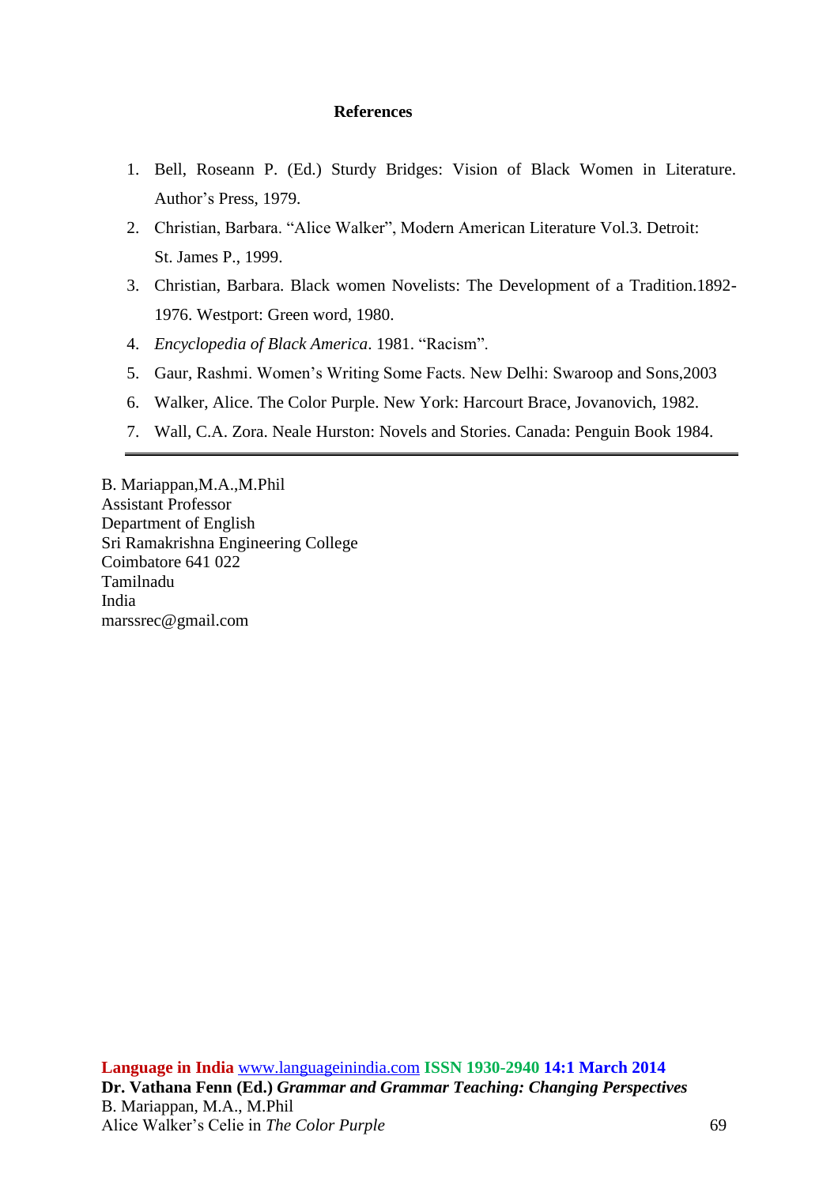**References**

1. Bell, Roseann P. (Ed.) Sturdy Bridges: Vision of Black Women in Literature. Author's Press, 1979.
2. Christian, Barbara. "Alice Walker", Modern American Literature Vol.3. Detroit: St. James P., 1999.
3. Christian, Barbara. Black women Novelists: The Development of a Tradition.1892-1976. Westport: Green word, 1980.
4. *Encyclopedia of Black America*. 1981. "Racism".
5. Gaur, Rashmi. Women's Writing Some Facts. New Delhi: Swaroop and Sons,2003
6. Walker, Alice. The Color Purple. New York: Harcourt Brace, Jovanovich, 1982.
7. Wall, C.A. Zora. Neale Hurston: Novels and Stories. Canada: Penguin Book 1984.

---

B. Mariappan,M.A.,M.Phil
Assistant Professor
Department of English
Sri Ramakrishna Engineering College
Coimbatore 641 022
Tamilnadu
India
marssrec@gmail.com